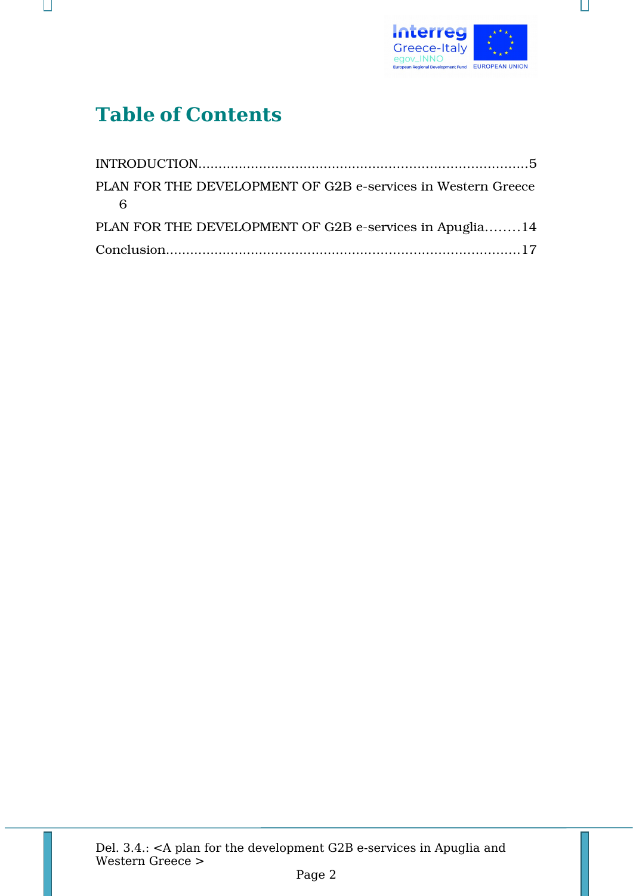# Table of Contents

INTRODUCTION.......................................................................................5

PLAN FOR THE DEVELOPMENT OF G2B e-services in Western Greece 6

PLAN FOR THE DEVELOPMENT OF G2B e-services in Apuglia........14

Conclusion.............................................................................................17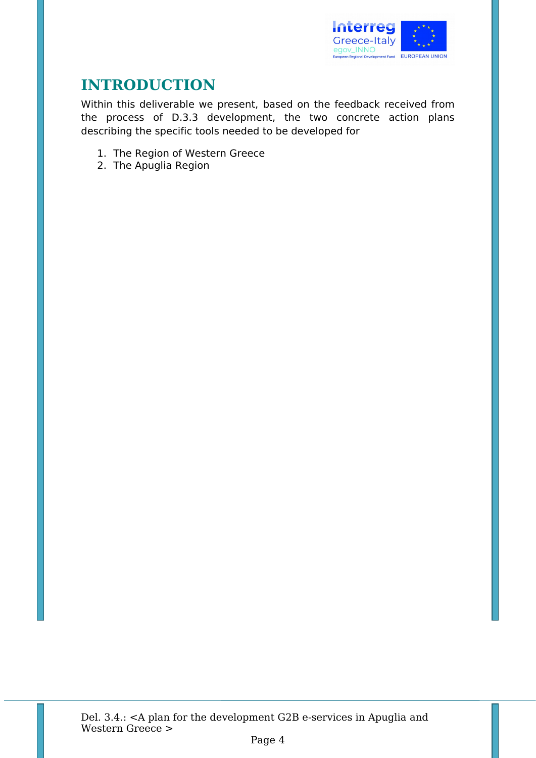# INTRODUCTION

Within this deliverable we present, based on the feedback received from the process of D.3.3 development, the two concrete action plans describing the specific tools needed to be developed for

1. The Region of Western Greece
2. The Apuglia Region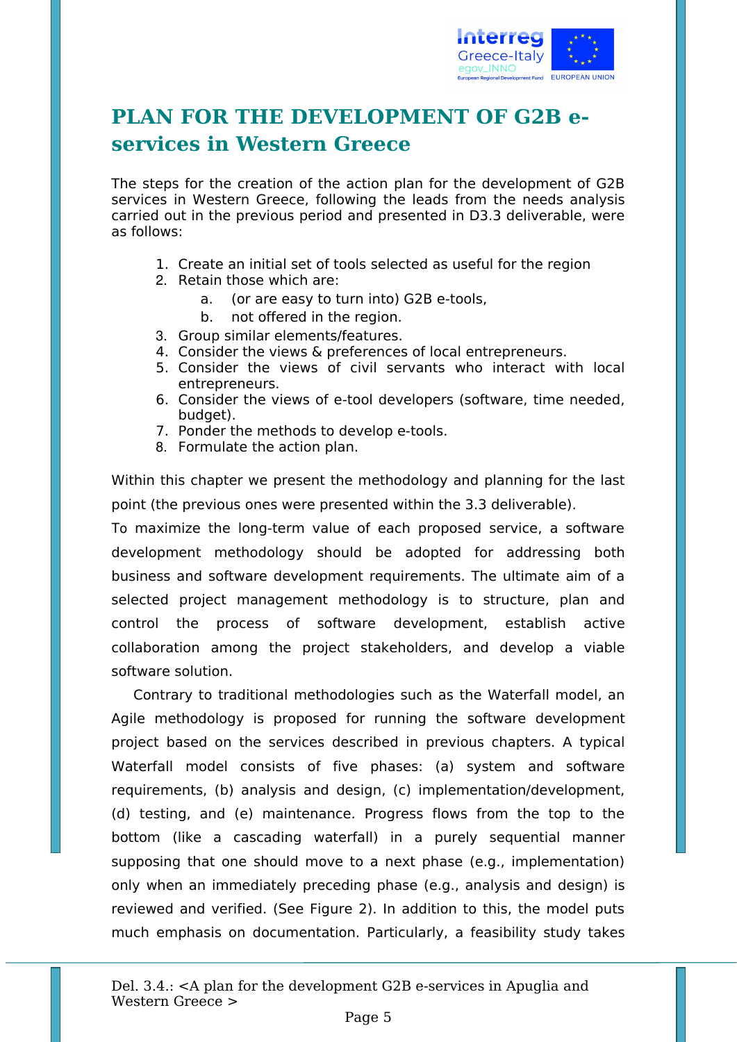# PLAN FOR THE DEVELOPMENT OF G2B e-services in Western Greece

The steps for the creation of the action plan for the development of G2B services in Western Greece, following the leads from the needs analysis carried out in the previous period and presented in D3.3 deliverable, were as follows:

1. Create an initial set of tools selected as useful for the region
2. Retain those which are:
   a. (or are easy to turn into) G2B e-tools,
   b. not offered in the region.
3. Group similar elements/features.
4. Consider the views & preferences of local entrepreneurs.
5. Consider the views of civil servants who interact with local entrepreneurs.
6. Consider the views of e-tool developers (software, time needed, budget).
7. Ponder the methods to develop e-tools.
8. Formulate the action plan.

Within this chapter we present the methodology and planning for the last point (the previous ones were presented within the 3.3 deliverable).

To maximize the long-term value of each proposed service, a software development methodology should be adopted for addressing both business and software development requirements. The ultimate aim of a selected project management methodology is to structure, plan and control the process of software development, establish active collaboration among the project stakeholders, and develop a viable software solution.

Contrary to traditional methodologies such as the Waterfall model, an Agile methodology is proposed for running the software development project based on the services described in previous chapters. A typical Waterfall model consists of five phases: (a) system and software requirements, (b) analysis and design, (c) implementation/development, (d) testing, and (e) maintenance. Progress flows from the top to the bottom (like a cascading waterfall) in a purely sequential manner supposing that one should move to a next phase (e.g., implementation) only when an immediately preceding phase (e.g., analysis and design) is reviewed and verified. (See Figure 2). In addition to this, the model puts much emphasis on documentation. Particularly, a feasibility study takes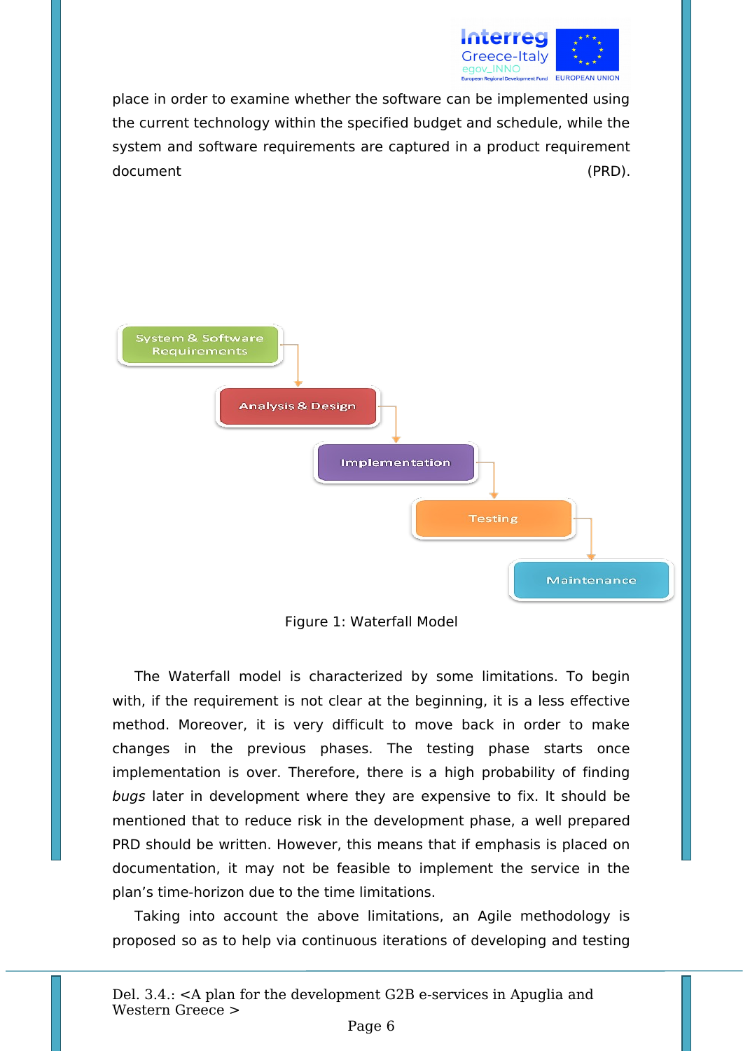place in order to examine whether the software can be implemented using the current technology within the specified budget and schedule, while the system and software requirements are captured in a product requirement document (PRD).

System & Software Requirements

Analysis & Design

Implementation

Testing

Maintenance

Figure 1: Waterfall Model

The Waterfall model is characterized by some limitations. To begin with, if the requirement is not clear at the beginning, it is a less effective method. Moreover, it is very difficult to move back in order to make changes in the previous phases. The testing phase starts once implementation is over. Therefore, there is a high probability of finding *bugs* later in development where they are expensive to fix. It should be mentioned that to reduce risk in the development phase, a well prepared PRD should be written. However, this means that if emphasis is placed on documentation, it may not be feasible to implement the service in the plan's time-horizon due to the time limitations.

Taking into account the above limitations, an Agile methodology is proposed so as to help via continuous iterations of developing and testing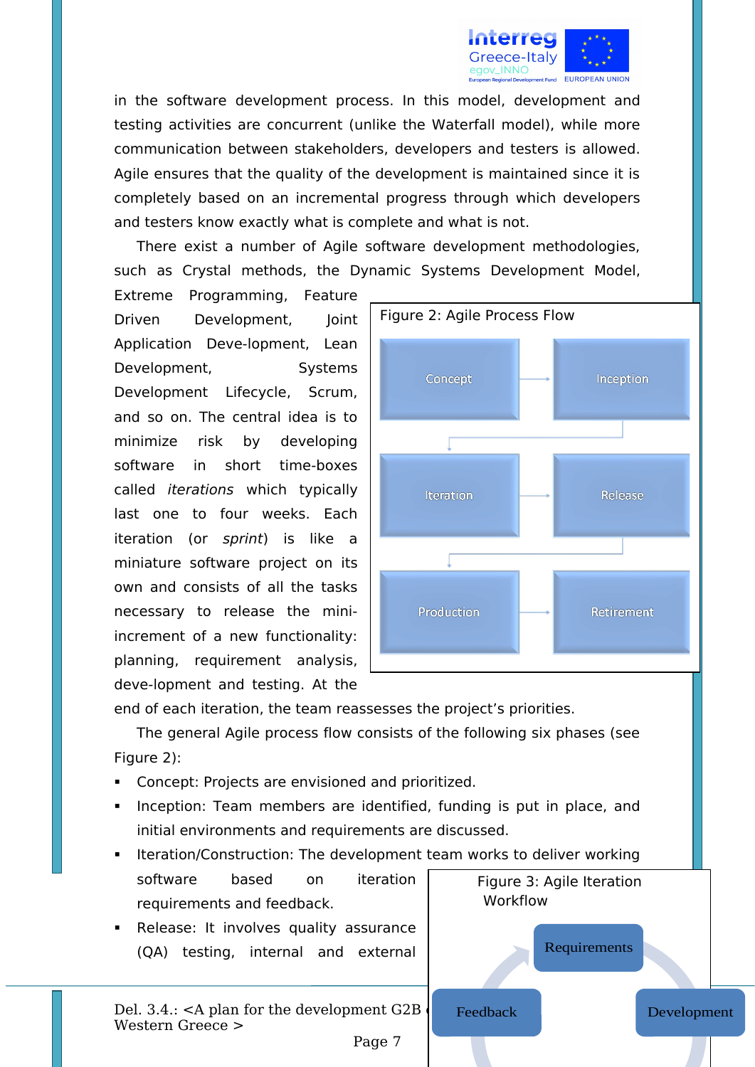in the software development process. In this model, development and testing activities are concurrent (unlike the Waterfall model), while more communication between stakeholders, developers and testers is allowed. Agile ensures that the quality of the development is maintained since it is completely based on an incremental progress through which developers and testers know exactly what is complete and what is not.

There exist a number of Agile software development methodologies, such as Crystal methods, the Dynamic Systems Development Model, Extreme Programming, Feature Driven Development, Joint Application Deve-lopment, Lean Development, Systems Development Lifecycle, Scrum, and so on. The central idea is to minimize risk by developing software in short time-boxes called *iterations* which typically last one to four weeks. Each iteration (or *sprint*) is like a miniature software project on its own and consists of all the tasks necessary to release the mini-increment of a new functionality: planning, requirement analysis, deve-lopment and testing. At the end of each iteration, the team reassesses the project's priorities.

Figure 2: Agile Process Flow

Concept → Inception → Iteration → Release → Production → Retirement

The general Agile process flow consists of the following six phases (see Figure 2):

- Concept: Projects are envisioned and prioritized.
- Inception: Team members are identified, funding is put in place, and initial environments and requirements are discussed.
- Iteration/Construction: The development team works to deliver working software based on iteration requirements and feedback.
- Release: It involves quality assurance (QA) testing, internal and external

Figure 3: Agile Iteration Workflow

Requirements → Development → Feedback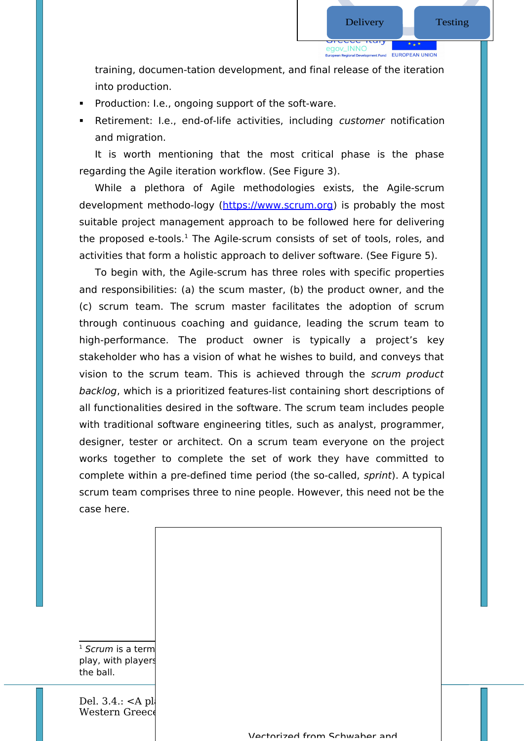training, documen-tation development, and final release of the iteration into production.

- Production: I.e., ongoing support of the soft-ware.
- Retirement: I.e., end-of-life activities, including *customer* notification and migration.

It is worth mentioning that the most critical phase is the phase regarding the Agile iteration workflow. (See Figure 3).

While a plethora of Agile methodologies exists, the Agile-scrum development methodo-logy (https://www.scrum.org) is probably the most suitable project management approach to be followed here for delivering the proposed e-tools.[1] The Agile-scrum consists of set of tools, roles, and activities that form a holistic approach to deliver software. (See Figure 5).

To begin with, the Agile-scrum has three roles with specific properties and responsibilities: (a) the scum master, (b) the product owner, and the (c) scrum team. The scrum master facilitates the adoption of scrum through continuous coaching and guidance, leading the scrum team to high-performance. The product owner is typically a project's key stakeholder who has a vision of what he wishes to build, and conveys that vision to the scrum team. This is achieved through the *scrum product backlog*, which is a prioritized features-list containing short descriptions of all functionalities desired in the software. The scrum team includes people with traditional software engineering titles, such as analyst, programmer, designer, tester or architect. On a scrum team everyone on the project works together to complete the set of work they have committed to complete within a pre-defined time period (the so-called, *sprint*). A typical scrum team comprises three to nine people. However, this need not be the case here.

Delivery

Testing

Vectorized from Schwaber and

[1] *Scrum* is a term ... play, with players ... the ball.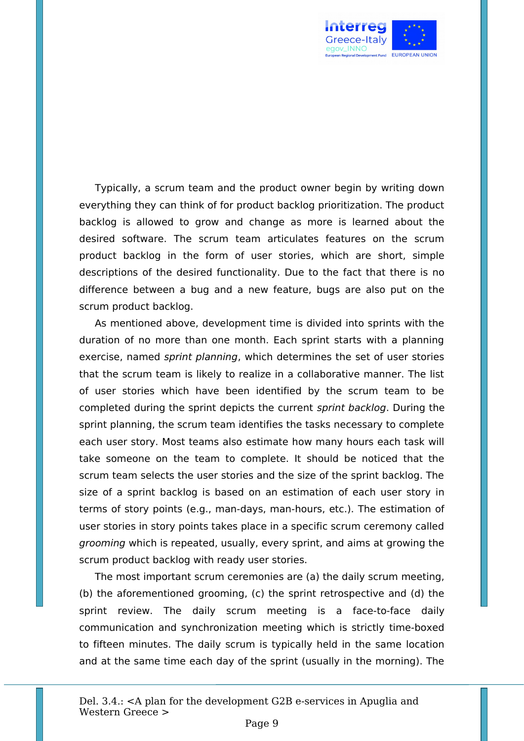Typically, a scrum team and the product owner begin by writing down everything they can think of for product backlog prioritization. The product backlog is allowed to grow and change as more is learned about the desired software. The scrum team articulates features on the scrum product backlog in the form of user stories, which are short, simple descriptions of the desired functionality. Due to the fact that there is no difference between a bug and a new feature, bugs are also put on the scrum product backlog.

As mentioned above, development time is divided into sprints with the duration of no more than one month. Each sprint starts with a planning exercise, named *sprint planning*, which determines the set of user stories that the scrum team is likely to realize in a collaborative manner. The list of user stories which have been identified by the scrum team to be completed during the sprint depicts the current *sprint backlog*. During the sprint planning, the scrum team identifies the tasks necessary to complete each user story. Most teams also estimate how many hours each task will take someone on the team to complete. It should be noticed that the scrum team selects the user stories and the size of the sprint backlog. The size of a sprint backlog is based on an estimation of each user story in terms of story points (e.g., man-days, man-hours, etc.). The estimation of user stories in story points takes place in a specific scrum ceremony called *grooming* which is repeated, usually, every sprint, and aims at growing the scrum product backlog with ready user stories.

The most important scrum ceremonies are (a) the daily scrum meeting, (b) the aforementioned grooming, (c) the sprint retrospective and (d) the sprint review. The daily scrum meeting is a face-to-face daily communication and synchronization meeting which is strictly time-boxed to fifteen minutes. The daily scrum is typically held in the same location and at the same time each day of the sprint (usually in the morning). The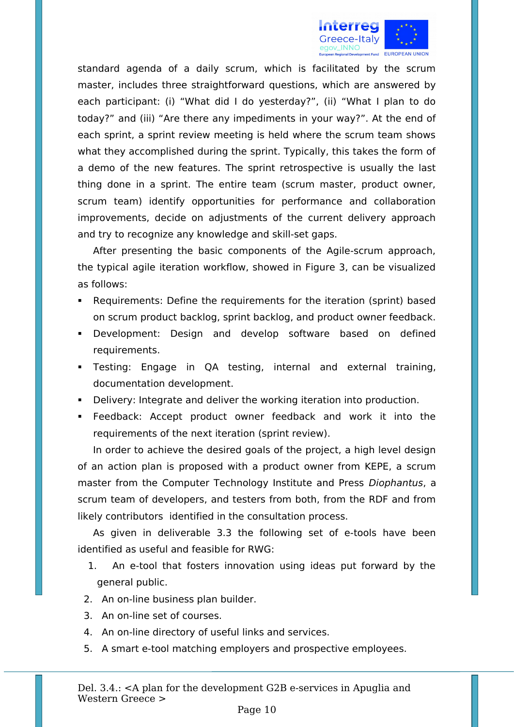standard agenda of a daily scrum, which is facilitated by the scrum master, includes three straightforward questions, which are answered by each participant: (i) “What did I do yesterday?”, (ii) “What I plan to do today?” and (iii) “Are there any impediments in your way?”. At the end of each sprint, a sprint review meeting is held where the scrum team shows what they accomplished during the sprint. Typically, this takes the form of a demo of the new features. The sprint retrospective is usually the last thing done in a sprint. The entire team (scrum master, product owner, scrum team) identify opportunities for performance and collaboration improvements, decide on adjustments of the current delivery approach and try to recognize any knowledge and skill-set gaps.

After presenting the basic components of the Agile-scrum approach, the typical agile iteration workflow, showed in Figure 3, can be visualized as follows:

- Requirements: Define the requirements for the iteration (sprint) based on scrum product backlog, sprint backlog, and product owner feedback.
- Development: Design and develop software based on defined requirements.
- Testing: Engage in QA testing, internal and external training, documentation development.
- Delivery: Integrate and deliver the working iteration into production.
- Feedback: Accept product owner feedback and work it into the requirements of the next iteration (sprint review).

In order to achieve the desired goals of the project, a high level design of an action plan is proposed with a product owner from KEPE, a scrum master from the Computer Technology Institute and Press *Diophantus*, a scrum team of developers, and testers from both, from the RDF and from likely contributors identified in the consultation process.

As given in deliverable 3.3 the following set of e-tools have been identified as useful and feasible for RWG:

1. An e-tool that fosters innovation using ideas put forward by the general public.
2. An on-line business plan builder.
3. An on-line set of courses.
4. An on-line directory of useful links and services.
5. A smart e-tool matching employers and prospective employees.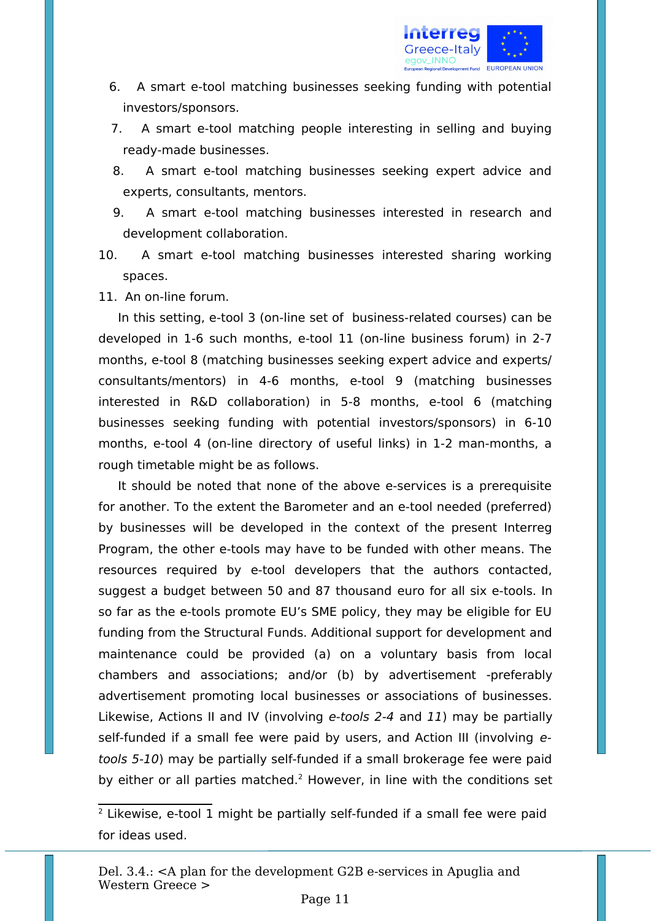6. A smart e-tool matching businesses seeking funding with potential investors/sponsors.
7. A smart e-tool matching people interesting in selling and buying ready-made businesses.
8. A smart e-tool matching businesses seeking expert advice and experts, consultants, mentors.
9. A smart e-tool matching businesses interested in research and development collaboration.
10. A smart e-tool matching businesses interested sharing working spaces.
11. An on-line forum.

In this setting, e-tool 3 (on-line set of business-related courses) can be developed in 1-6 such months, e-tool 11 (on-line business forum) in 2-7 months, e-tool 8 (matching businesses seeking expert advice and experts/ consultants/mentors) in 4-6 months, e-tool 9 (matching businesses interested in R&D collaboration) in 5-8 months, e-tool 6 (matching businesses seeking funding with potential investors/sponsors) in 6-10 months, e-tool 4 (on-line directory of useful links) in 1-2 man-months, a rough timetable might be as follows.

It should be noted that none of the above e-services is a prerequisite for another. To the extent the Barometer and an e-tool needed (preferred) by businesses will be developed in the context of the present Interreg Program, the other e-tools may have to be funded with other means. The resources required by e-tool developers that the authors contacted, suggest a budget between 50 and 87 thousand euro for all six e-tools. In so far as the e-tools promote EU's SME policy, they may be eligible for EU funding from the Structural Funds. Additional support for development and maintenance could be provided (a) on a voluntary basis from local chambers and associations; and/or (b) by advertisement -preferably advertisement promoting local businesses or associations of businesses. Likewise, Actions II and IV (involving *e-tools 2-4* and *11*) may be partially self-funded if a small fee were paid by users, and Action III (involving *e-tools 5-10*) may be partially self-funded if a small brokerage fee were paid by either or all parties matched.[2] However, in line with the conditions set

[2] Likewise, e-tool 1 might be partially self-funded if a small fee were paid for ideas used.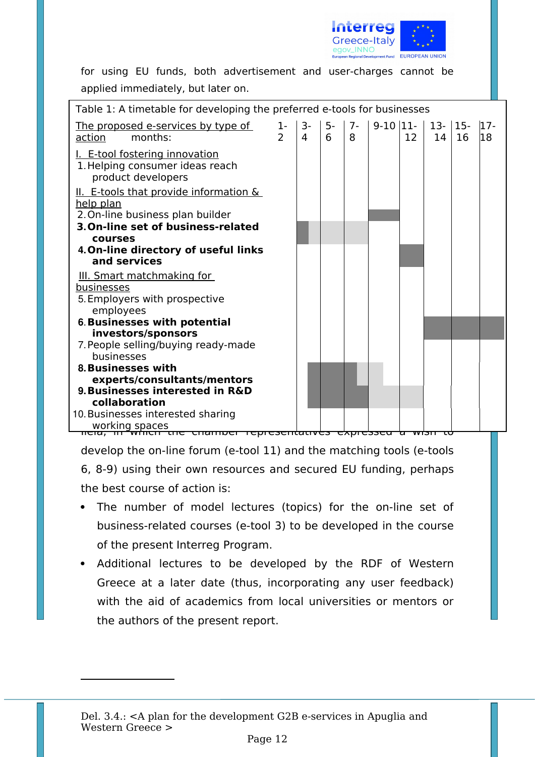for using EU funds, both advertisement and user-charges cannot be applied immediately, but later on.

Table 1: A timetable for developing the preferred e-tools for businesses

| The proposed e-services by type of action months: | 1-2 | 3-4 | 5-6 | 7-8 | 9-10 | 11-12 | 13-14 | 15-16 | 17-18 |
|---|---|---|---|---|---|---|---|---|---|
| I. E-tool fostering innovation | | | | | | | | | |
| 1. Helping consumer ideas reach product developers | | | | | | | | | |
| II. E-tools that provide information & help plan | | | | | | | | | |
| 2. On-line business plan builder | | | | | | | | | |
| **3. On-line set of business-related courses** | | | | | | | | | |
| **4. On-line directory of useful links and services** | | | | | | | | | |
| III. Smart matchmaking for businesses | | | | | | | | | |
| 5. Employers with prospective employees | | | | | | | | | |
| **6. Businesses with potential investors/sponsors** | | | | | | | | | |
| 7. People selling/buying ready-made businesses | | | | | | | | | |
| **8. Businesses with experts/consultants/mentors** | | | | | | | | | |
| **9. Businesses interested in R&D collaboration** | | | | | | | | | |
| 10. Businesses interested sharing working spaces | | | | | | | | | |

field, in which the chamber representatives expressed a wish to develop the on-line forum (e-tool 11) and the matching tools (e-tools 6, 8-9) using their own resources and secured EU funding, perhaps the best course of action is:

- The number of model lectures (topics) for the on-line set of business-related courses (e-tool 3) to be developed in the course of the present Interreg Program.
- Additional lectures to be developed by the RDF of Western Greece at a later date (thus, incorporating any user feedback) with the aid of academics from local universities or mentors or the authors of the present report.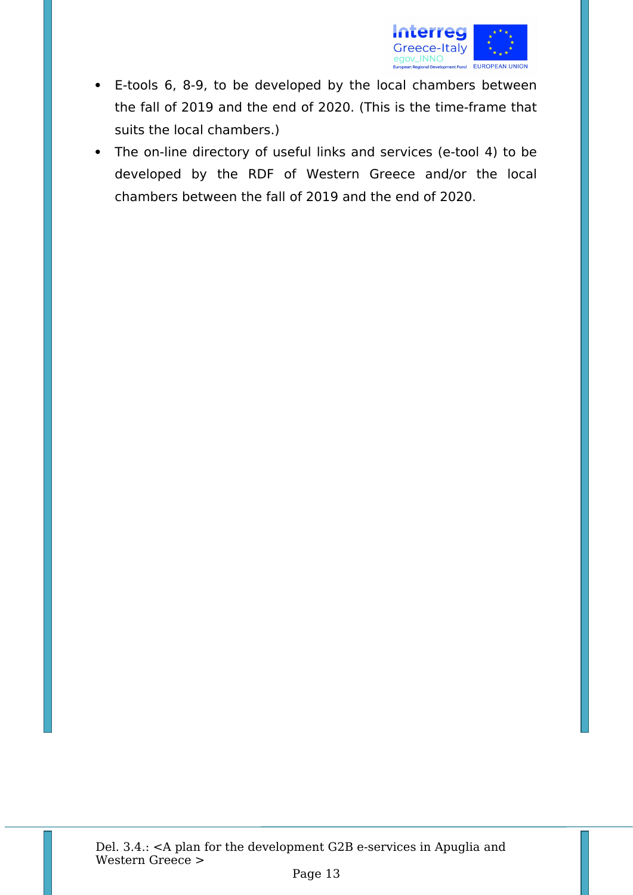- E-tools 6, 8-9, to be developed by the local chambers between the fall of 2019 and the end of 2020. (This is the time-frame that suits the local chambers.)
- The on-line directory of useful links and services (e-tool 4) to be developed by the RDF of Western Greece and/or the local chambers between the fall of 2019 and the end of 2020.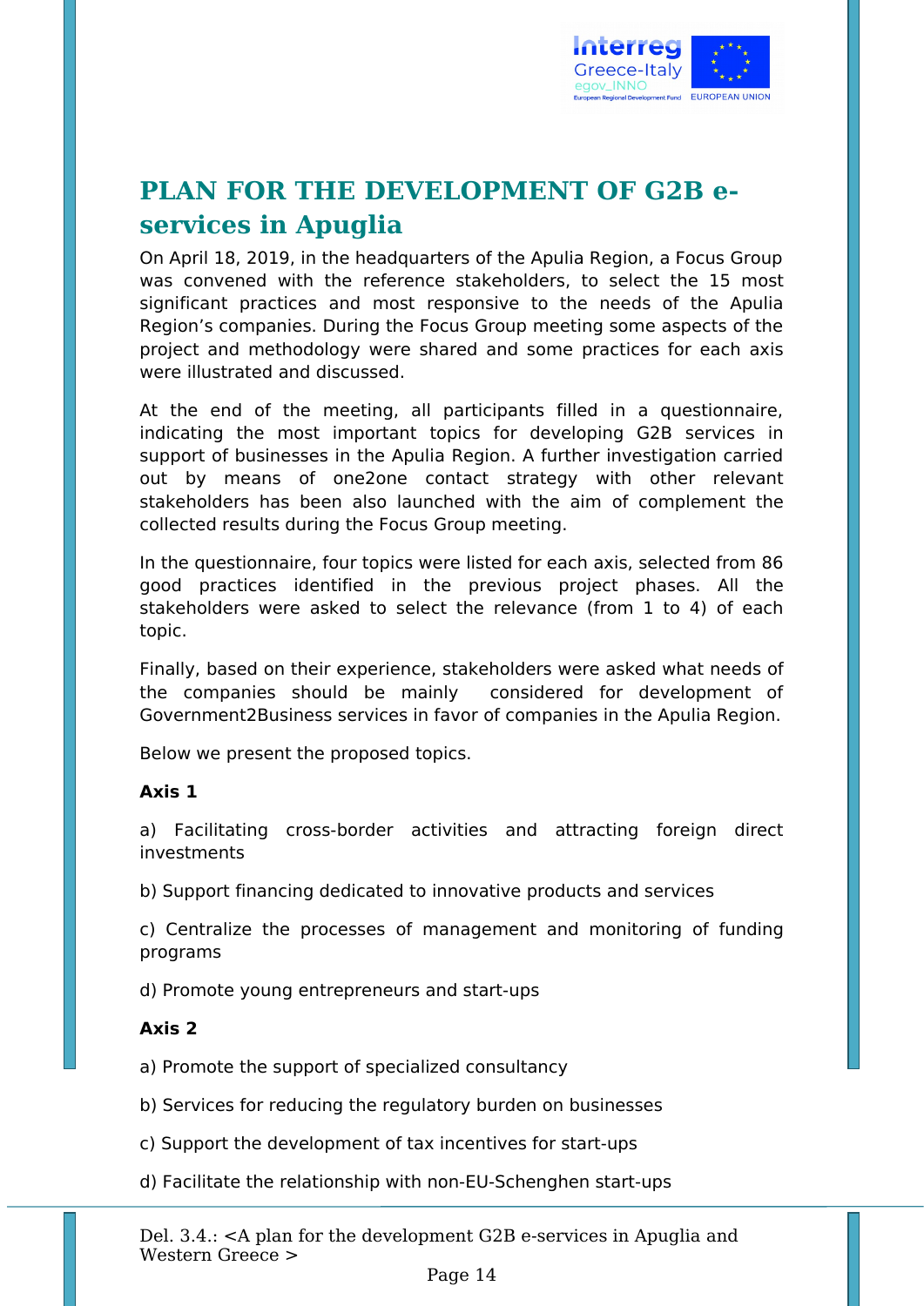# PLAN FOR THE DEVELOPMENT OF G2B e-services in Apuglia

On April 18, 2019, in the headquarters of the Apulia Region, a Focus Group was convened with the reference stakeholders, to select the 15 most significant practices and most responsive to the needs of the Apulia Region's companies. During the Focus Group meeting some aspects of the project and methodology were shared and some practices for each axis were illustrated and discussed.

At the end of the meeting, all participants filled in a questionnaire, indicating the most important topics for developing G2B services in support of businesses in the Apulia Region. A further investigation carried out by means of one2one contact strategy with other relevant stakeholders has been also launched with the aim of complement the collected results during the Focus Group meeting.

In the questionnaire, four topics were listed for each axis, selected from 86 good practices identified in the previous project phases. All the stakeholders were asked to select the relevance (from 1 to 4) of each topic.

Finally, based on their experience, stakeholders were asked what needs of the companies should be mainly considered for development of Government2Business services in favor of companies in the Apulia Region.

Below we present the proposed topics.

**Axis 1**

a) Facilitating cross-border activities and attracting foreign direct investments

b) Support financing dedicated to innovative products and services

c) Centralize the processes of management and monitoring of funding programs

d) Promote young entrepreneurs and start-ups

**Axis 2**

a) Promote the support of specialized consultancy

b) Services for reducing the regulatory burden on businesses

c) Support the development of tax incentives for start-ups

d) Facilitate the relationship with non-EU-Schenghen start-ups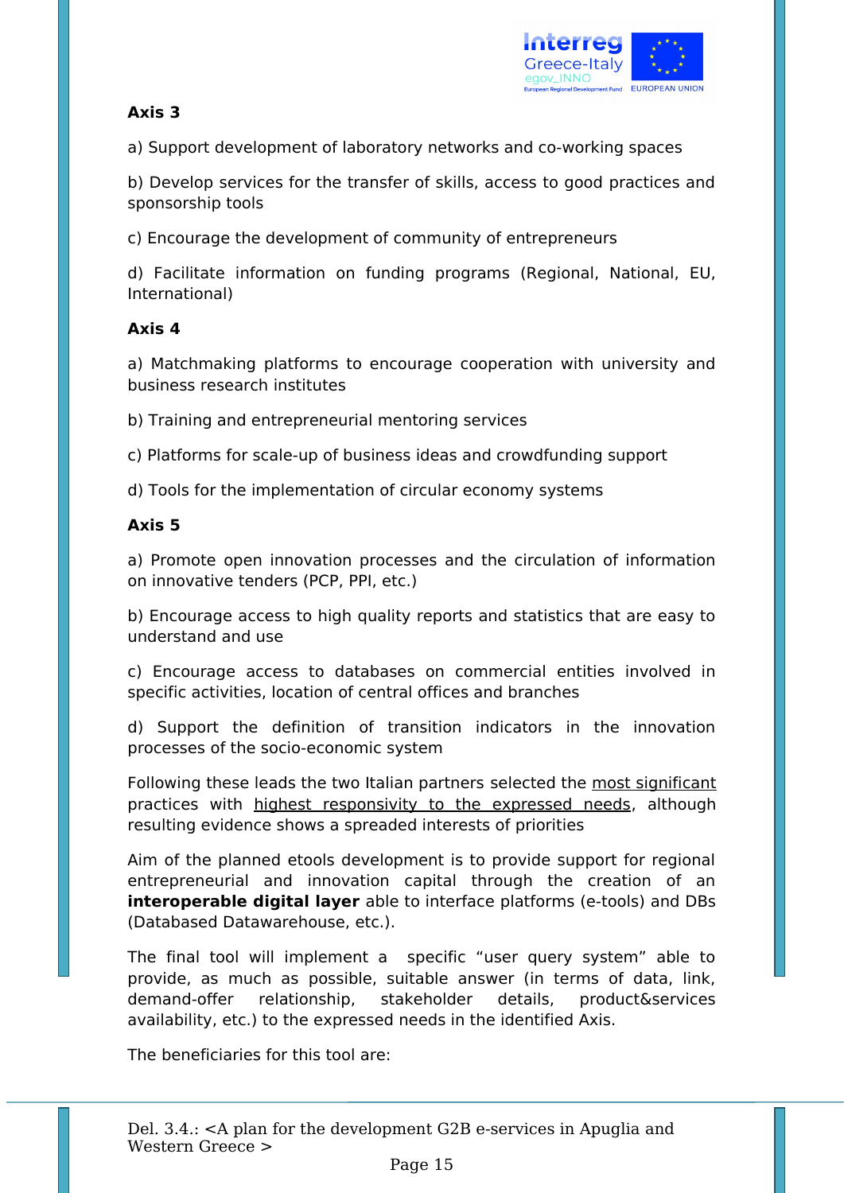**Axis 3**

a) Support development of laboratory networks and co-working spaces

b) Develop services for the transfer of skills, access to good practices and sponsorship tools

c) Encourage the development of community of entrepreneurs

d) Facilitate information on funding programs (Regional, National, EU, International)

**Axis 4**

a) Matchmaking platforms to encourage cooperation with university and business research institutes

b) Training and entrepreneurial mentoring services

c) Platforms for scale-up of business ideas and crowdfunding support

d) Tools for the implementation of circular economy systems

**Axis 5**

a) Promote open innovation processes and the circulation of information on innovative tenders (PCP, PPI, etc.)

b) Encourage access to high quality reports and statistics that are easy to understand and use

c) Encourage access to databases on commercial entities involved in specific activities, location of central offices and branches

d) Support the definition of transition indicators in the innovation processes of the socio-economic system

Following these leads the two Italian partners selected the most significant practices with highest responsivity to the expressed needs, although resulting evidence shows a spreaded interests of priorities

Aim of the planned etools development is to provide support for regional entrepreneurial and innovation capital through the creation of an **interoperable digital layer** able to interface platforms (e-tools) and DBs (Databased Datawarehouse, etc.).

The final tool will implement a specific "user query system" able to provide, as much as possible, suitable answer (in terms of data, link, demand-offer relationship, stakeholder details, product&services availability, etc.) to the expressed needs in the identified Axis.

The beneficiaries for this tool are: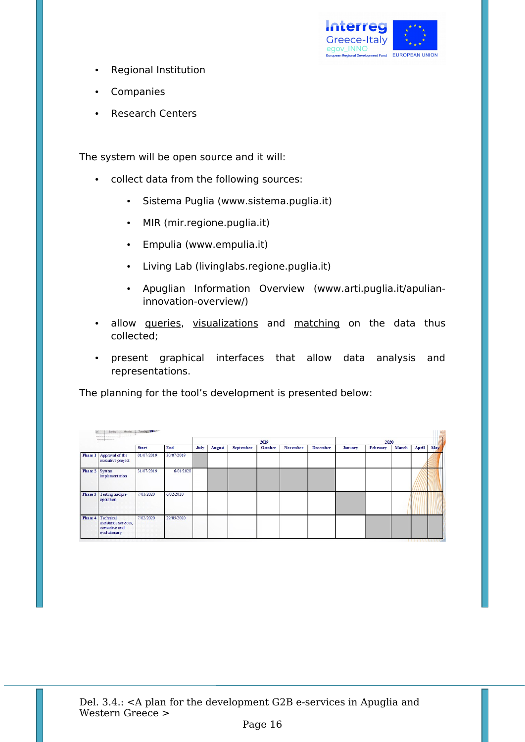- Regional Institution
- Companies
- Research Centers

The system will be open source and it will:

- collect data from the following sources:
  - Sistema Puglia (www.sistema.puglia.it)
  - MIR (mir.regione.puglia.it)
  - Empulia (www.empulia.it)
  - Living Lab (livinglabs.regione.puglia.it)
  - Apuglian Information Overview (www.arti.puglia.it/apulian-innovation-overview/)
- allow queries, visualizations and matching on the data thus collected;
- present graphical interfaces that allow data analysis and representations.

The planning for the tool's development is presented below:

| | | Start | End | 2019 | | | | | | 2020 | | | | |
|---|---|---|---|---|---|---|---|---|---|---|---|---|---|---|
| | | | | July | August | September | October | November | December | January | February | March | April | May |
| Phase 1 | Approval of the executive project | 01/07/2019 | 30/07/2019 | | | | | | | | | | | |
| Phase 2 | System implementation | 31/07/2019 | 6/01/2020 | | | | | | | | | | | |
| Phase 3 | Testing and pre-operation | 7/01/2020 | 6/02/2020 | | | | | | | | | | | |
| Phase 4 | Technical assistance services, corrective and evolutionary | 7/02/2020 | 29/05/2020 | | | | | | | | | | | |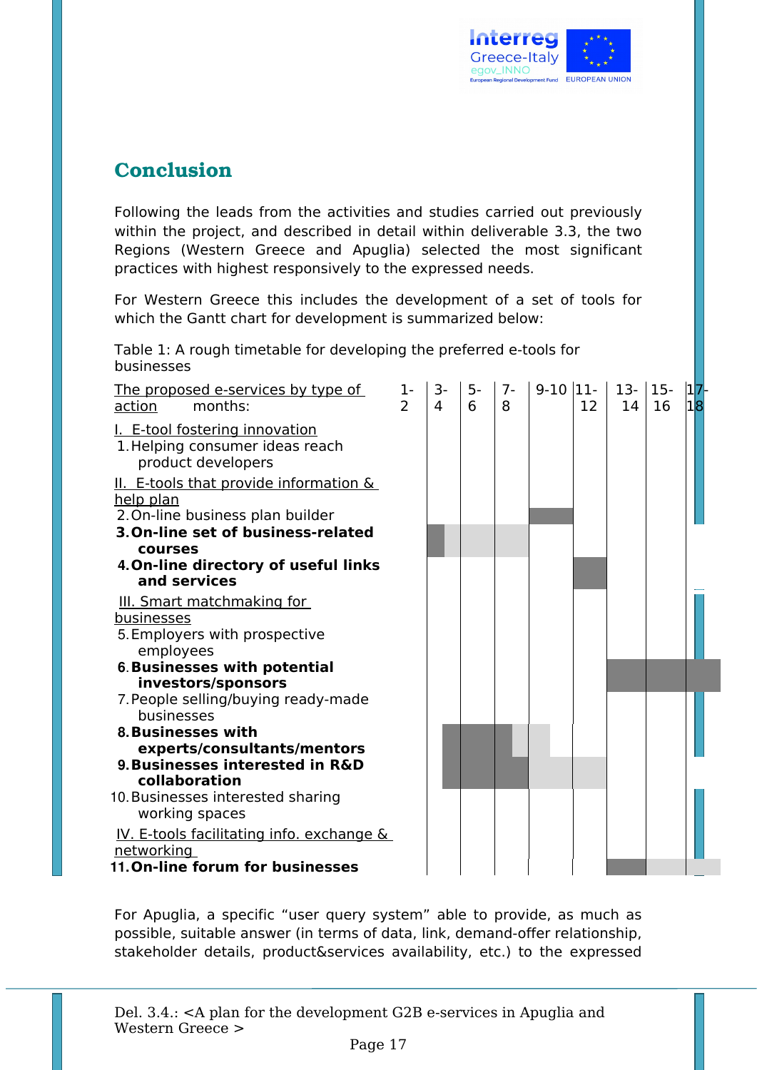## Conclusion

Following the leads from the activities and studies carried out previously within the project, and described in detail within deliverable 3.3, the two Regions (Western Greece and Apuglia) selected the most significant practices with highest responsively to the expressed needs.

For Western Greece this includes the development of a set of tools for which the Gantt chart for development is summarized below:

Table 1: A rough timetable for developing the preferred e-tools for businesses

| The proposed e-services by type of action months: | 1-2 | 3-4 | 5-6 | 7-8 | 9-10 | 11-12 | 13-14 | 15-16 | 17-18 |
|---|---|---|---|---|---|---|---|---|---|
| I. E-tool fostering innovation | | | | | | | | | |
| 1. Helping consumer ideas reach product developers | | | | | | | | | |
| II. E-tools that provide information & help plan | | | | | | | | | |
| 2. On-line business plan builder | | | | | | | | | |
| **3. On-line set of business-related courses** | | | | | | | | | |
| **4. On-line directory of useful links and services** | | | | | | | | | |
| III. Smart matchmaking for businesses | | | | | | | | | |
| 5. Employers with prospective employees | | | | | | | | | |
| **6. Businesses with potential investors/sponsors** | | | | | | | | | |
| 7. People selling/buying ready-made businesses | | | | | | | | | |
| **8. Businesses with experts/consultants/mentors** | | | | | | | | | |
| **9. Businesses interested in R&D collaboration** | | | | | | | | | |
| 10. Businesses interested sharing working spaces | | | | | | | | | |
| IV. E-tools facilitating info. exchange & networking | | | | | | | | | |
| **11. On-line forum for businesses** | | | | | | | | | |

For Apuglia, a specific "user query system" able to provide, as much as possible, suitable answer (in terms of data, link, demand-offer relationship, stakeholder details, product&services availability, etc.) to the expressed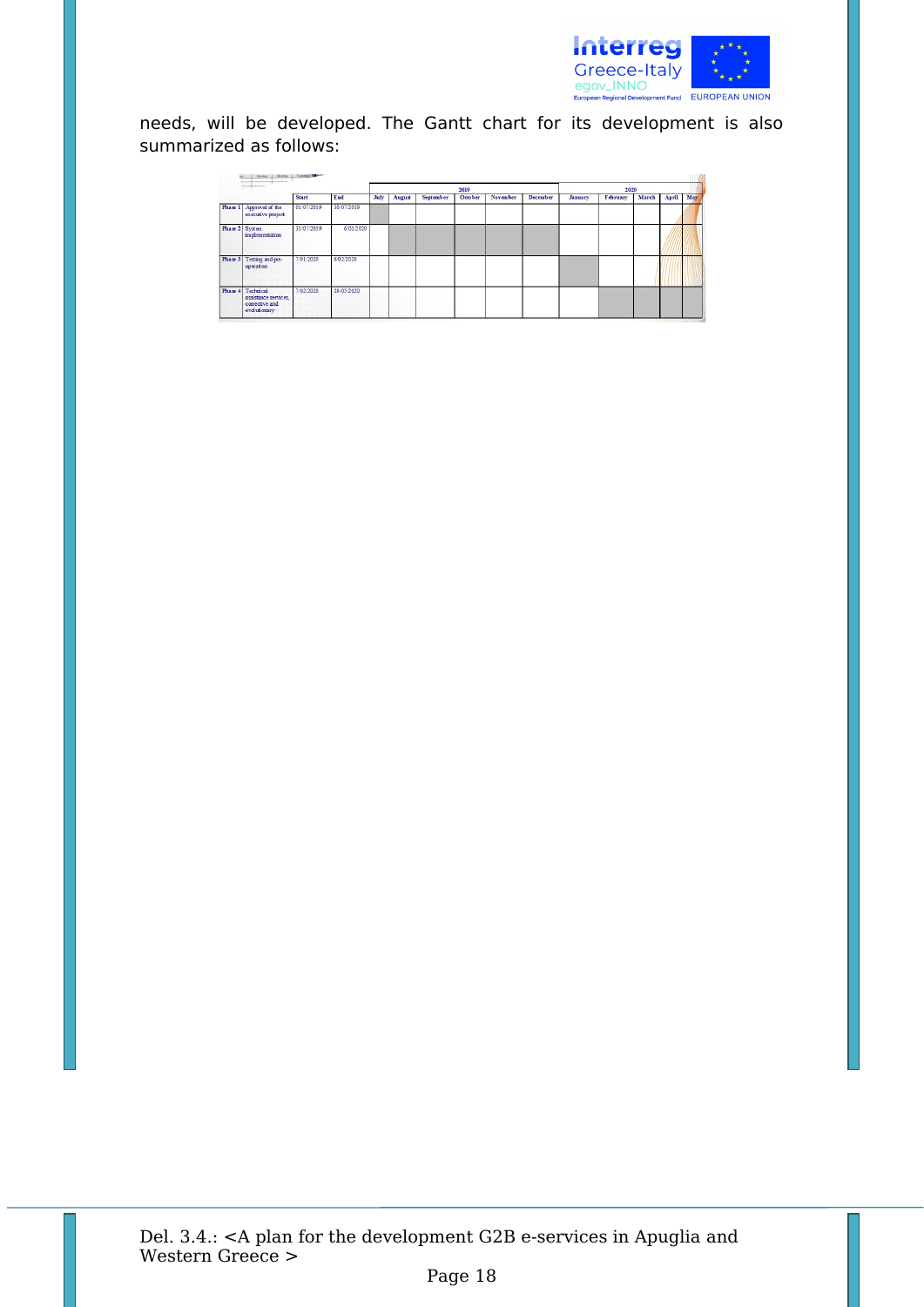needs, will be developed. The Gantt chart for its development is also summarized as follows:

| | | | | 2019 | | | | | | 2020 | | | | |
|---|---|---|---|---|---|---|---|---|---|---|---|---|---|---|
| | | Start | End | July | August | September | October | November | December | January | February | March | April | May |
| Phase 1 | Approval of the executive project | 01/07/2019 | 30/07/2019 | | | | | | | | | | | |
| Phase 2 | System implementation | 31/07/2019 | 6/01/2020 | | | | | | | | | | | |
| Phase 3 | Testing and pre-operation | 7/01/2020 | 6/02/2020 | | | | | | | | | | | |
| Phase 4 | Technical assistance services, corrective and evolutionary | 7/02/2020 | 29/05/2020 | | | | | | | | | | | |